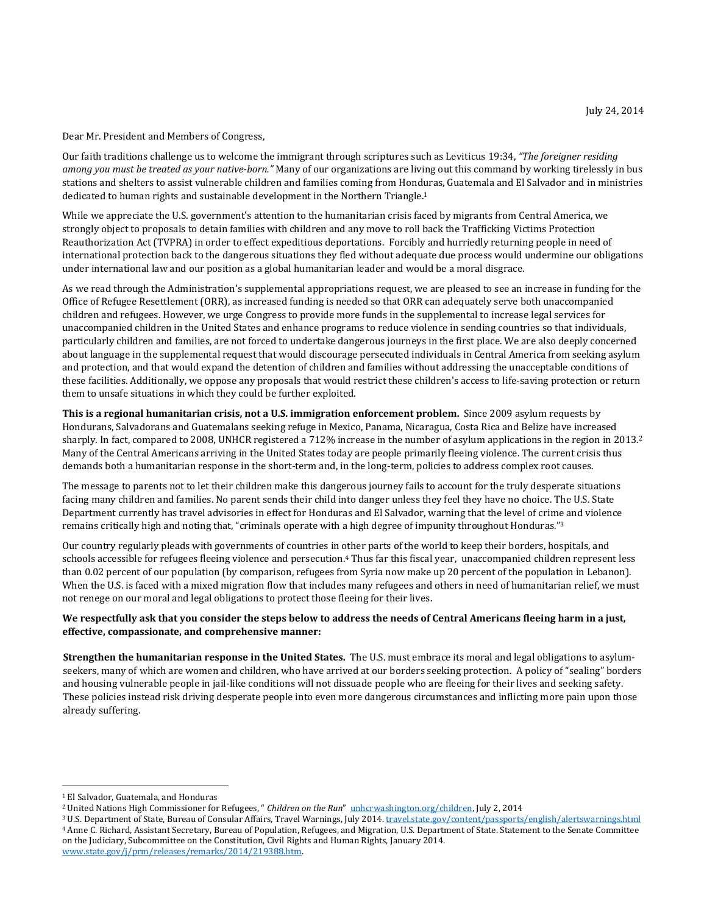July 24, 2014

Dear Mr. President and Members of Congress,

Our faith traditions challenge us to welcome the immigrant through scriptures such as Leviticus 19:34, *"The foreigner residing among you must be treated as your native-born."* Many of our organizations are living out this command by working tirelessly in bus stations and shelters to assist vulnerable children and families coming from Honduras, Guatemala and El Salvador and in ministries dedicated to human rights and sustainable development in the Northern Triangle.[1]

While we appreciate the U.S. government's attention to the humanitarian crisis faced by migrants from Central America, we strongly object to proposals to detain families with children and any move to roll back the Trafficking Victims Protection Reauthorization Act (TVPRA) in order to effect expeditious deportations. Forcibly and hurriedly returning people in need of international protection back to the dangerous situations they fled without adequate due process would undermine our obligations under international law and our position as a global humanitarian leader and would be a moral disgrace.

As we read through the Administration's supplemental appropriations request, we are pleased to see an increase in funding for the Office of Refugee Resettlement (ORR), as increased funding is needed so that ORR can adequately serve both unaccompanied children and refugees. However, we urge Congress to provide more funds in the supplemental to increase legal services for unaccompanied children in the United States and enhance programs to reduce violence in sending countries so that individuals, particularly children and families, are not forced to undertake dangerous journeys in the first place. We are also deeply concerned about language in the supplemental request that would discourage persecuted individuals in Central America from seeking asylum and protection, and that would expand the detention of children and families without addressing the unacceptable conditions of these facilities. Additionally, we oppose any proposals that would restrict these children's access to life-saving protection or return them to unsafe situations in which they could be further exploited.

**This is a regional humanitarian crisis, not a U.S. immigration enforcement problem.** Since 2009 asylum requests by Hondurans, Salvadorans and Guatemalans seeking refuge in Mexico, Panama, Nicaragua, Costa Rica and Belize have increased sharply. In fact, compared to 2008, UNHCR registered a 712% increase in the number of asylum applications in the region in 2013.[2] Many of the Central Americans arriving in the United States today are people primarily fleeing violence. The current crisis thus demands both a humanitarian response in the short-term and, in the long-term, policies to address complex root causes.

The message to parents not to let their children make this dangerous journey fails to account for the truly desperate situations facing many children and families. No parent sends their child into danger unless they feel they have no choice. The U.S. State Department currently has travel advisories in effect for Honduras and El Salvador, warning that the level of crime and violence remains critically high and noting that, "criminals operate with a high degree of impunity throughout Honduras."[3]

Our country regularly pleads with governments of countries in other parts of the world to keep their borders, hospitals, and schools accessible for refugees fleeing violence and persecution.[4] Thus far this fiscal year, unaccompanied children represent less than 0.02 percent of our population (by comparison, refugees from Syria now make up 20 percent of the population in Lebanon). When the U.S. is faced with a mixed migration flow that includes many refugees and others in need of humanitarian relief, we must not renege on our moral and legal obligations to protect those fleeing for their lives.

**We respectfully ask that you consider the steps below to address the needs of Central Americans fleeing harm in a just, effective, compassionate, and comprehensive manner:**

**Strengthen the humanitarian response in the United States.** The U.S. must embrace its moral and legal obligations to asylum-seekers, many of which are women and children, who have arrived at our borders seeking protection. A policy of "sealing" borders and housing vulnerable people in jail-like conditions will not dissuade people who are fleeing for their lives and seeking safety. These policies instead risk driving desperate people into even more dangerous circumstances and inflicting more pain upon those already suffering.

---

[1] El Salvador, Guatemala, and Honduras

[2] United Nations High Commissioner for Refugees, " *Children on the Run*" unhcrwashington.org/children, July 2, 2014

[3] U.S. Department of State, Bureau of Consular Affairs, Travel Warnings, July 2014. travel.state.gov/content/passports/english/alertswarnings.html

[4] Anne C. Richard, Assistant Secretary, Bureau of Population, Refugees, and Migration, U.S. Department of State. Statement to the Senate Committee on the Judiciary, Subcommittee on the Constitution, Civil Rights and Human Rights, January 2014. www.state.gov/j/prm/releases/remarks/2014/219388.htm.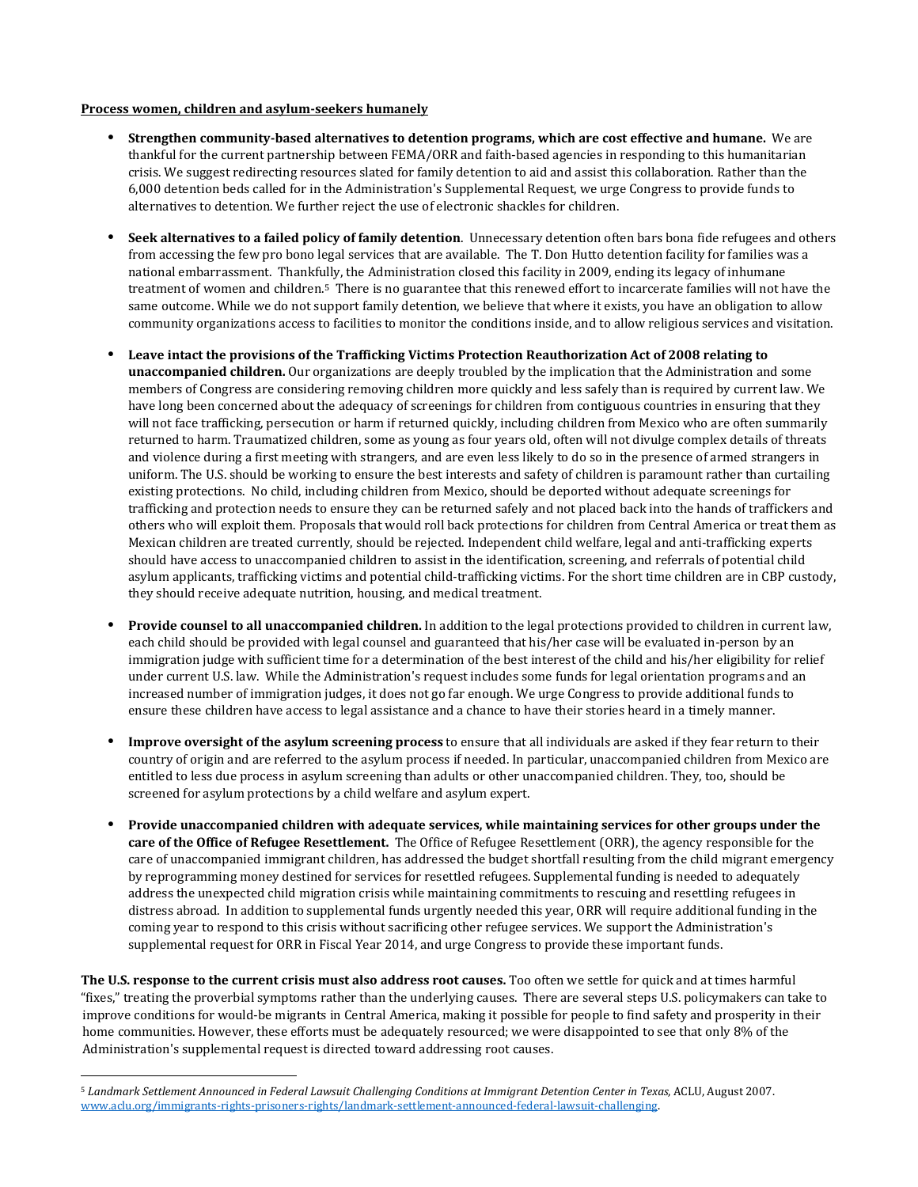**Process women, children and asylum-seekers humanely**

- **Strengthen community-based alternatives to detention programs, which are cost effective and humane.** We are thankful for the current partnership between FEMA/ORR and faith-based agencies in responding to this humanitarian crisis. We suggest redirecting resources slated for family detention to aid and assist this collaboration. Rather than the 6,000 detention beds called for in the Administration's Supplemental Request, we urge Congress to provide funds to alternatives to detention. We further reject the use of electronic shackles for children.

- **Seek alternatives to a failed policy of family detention**. Unnecessary detention often bars bona fide refugees and others from accessing the few pro bono legal services that are available. The T. Don Hutto detention facility for families was a national embarrassment. Thankfully, the Administration closed this facility in 2009, ending its legacy of inhumane treatment of women and children.[5] There is no guarantee that this renewed effort to incarcerate families will not have the same outcome. While we do not support family detention, we believe that where it exists, you have an obligation to allow community organizations access to facilities to monitor the conditions inside, and to allow religious services and visitation.

- **Leave intact the provisions of the Trafficking Victims Protection Reauthorization Act of 2008 relating to unaccompanied children.** Our organizations are deeply troubled by the implication that the Administration and some members of Congress are considering removing children more quickly and less safely than is required by current law. We have long been concerned about the adequacy of screenings for children from contiguous countries in ensuring that they will not face trafficking, persecution or harm if returned quickly, including children from Mexico who are often summarily returned to harm. Traumatized children, some as young as four years old, often will not divulge complex details of threats and violence during a first meeting with strangers, and are even less likely to do so in the presence of armed strangers in uniform. The U.S. should be working to ensure the best interests and safety of children is paramount rather than curtailing existing protections. No child, including children from Mexico, should be deported without adequate screenings for trafficking and protection needs to ensure they can be returned safely and not placed back into the hands of traffickers and others who will exploit them. Proposals that would roll back protections for children from Central America or treat them as Mexican children are treated currently, should be rejected. Independent child welfare, legal and anti-trafficking experts should have access to unaccompanied children to assist in the identification, screening, and referrals of potential child asylum applicants, trafficking victims and potential child-trafficking victims. For the short time children are in CBP custody, they should receive adequate nutrition, housing, and medical treatment.

- **Provide counsel to all unaccompanied children.** In addition to the legal protections provided to children in current law, each child should be provided with legal counsel and guaranteed that his/her case will be evaluated in-person by an immigration judge with sufficient time for a determination of the best interest of the child and his/her eligibility for relief under current U.S. law. While the Administration's request includes some funds for legal orientation programs and an increased number of immigration judges, it does not go far enough. We urge Congress to provide additional funds to ensure these children have access to legal assistance and a chance to have their stories heard in a timely manner.

- **Improve oversight of the asylum screening process** to ensure that all individuals are asked if they fear return to their country of origin and are referred to the asylum process if needed. In particular, unaccompanied children from Mexico are entitled to less due process in asylum screening than adults or other unaccompanied children. They, too, should be screened for asylum protections by a child welfare and asylum expert.

- **Provide unaccompanied children with adequate services, while maintaining services for other groups under the care of the Office of Refugee Resettlement.** The Office of Refugee Resettlement (ORR), the agency responsible for the care of unaccompanied immigrant children, has addressed the budget shortfall resulting from the child migrant emergency by reprogramming money destined for services for resettled refugees. Supplemental funding is needed to adequately address the unexpected child migration crisis while maintaining commitments to rescuing and resettling refugees in distress abroad. In addition to supplemental funds urgently needed this year, ORR will require additional funding in the coming year to respond to this crisis without sacrificing other refugee services. We support the Administration's supplemental request for ORR in Fiscal Year 2014, and urge Congress to provide these important funds.

**The U.S. response to the current crisis must also address root causes.** Too often we settle for quick and at times harmful "fixes," treating the proverbial symptoms rather than the underlying causes. There are several steps U.S. policymakers can take to improve conditions for would-be migrants in Central America, making it possible for people to find safety and prosperity in their home communities. However, these efforts must be adequately resourced; we were disappointed to see that only 8% of the Administration's supplemental request is directed toward addressing root causes.

---

[5] *Landmark Settlement Announced in Federal Lawsuit Challenging Conditions at Immigrant Detention Center in Texas*, ACLU, August 2007. www.aclu.org/immigrants-rights-prisoners-rights/landmark-settlement-announced-federal-lawsuit-challenging.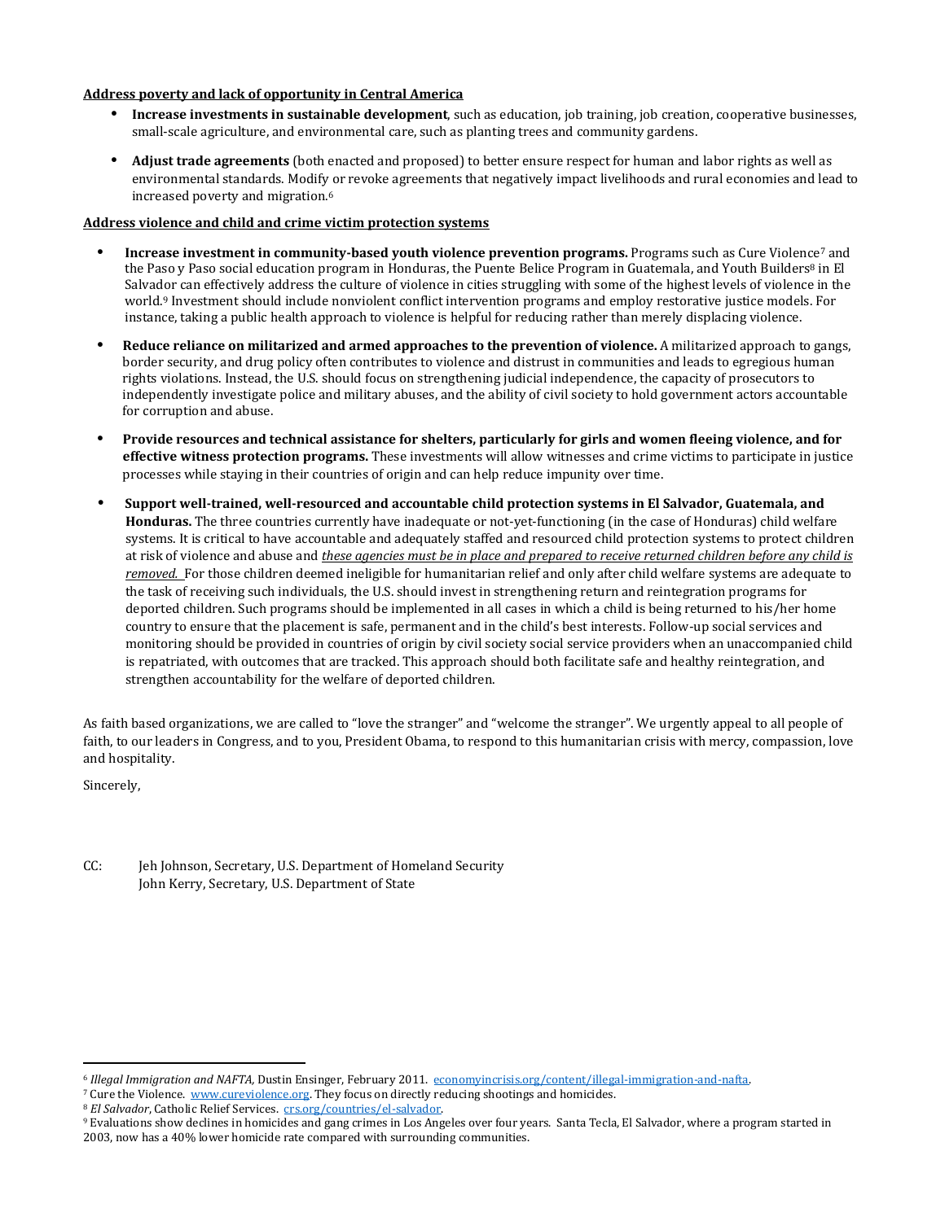**Address poverty and lack of opportunity in Central America**

- **Increase investments in sustainable development**, such as education, job training, job creation, cooperative businesses, small-scale agriculture, and environmental care, such as planting trees and community gardens.
- **Adjust trade agreements** (both enacted and proposed) to better ensure respect for human and labor rights as well as environmental standards. Modify or revoke agreements that negatively impact livelihoods and rural economies and lead to increased poverty and migration.[6]

**Address violence and child and crime victim protection systems**

- **Increase investment in community-based youth violence prevention programs.** Programs such as Cure Violence[7] and the Paso y Paso social education program in Honduras, the Puente Belice Program in Guatemala, and Youth Builders[8] in El Salvador can effectively address the culture of violence in cities struggling with some of the highest levels of violence in the world.[9] Investment should include nonviolent conflict intervention programs and employ restorative justice models. For instance, taking a public health approach to violence is helpful for reducing rather than merely displacing violence.
- **Reduce reliance on militarized and armed approaches to the prevention of violence.** A militarized approach to gangs, border security, and drug policy often contributes to violence and distrust in communities and leads to egregious human rights violations. Instead, the U.S. should focus on strengthening judicial independence, the capacity of prosecutors to independently investigate police and military abuses, and the ability of civil society to hold government actors accountable for corruption and abuse.
- **Provide resources and technical assistance for shelters, particularly for girls and women fleeing violence, and for effective witness protection programs.** These investments will allow witnesses and crime victims to participate in justice processes while staying in their countries of origin and can help reduce impunity over time.
- **Support well-trained, well-resourced and accountable child protection systems in El Salvador, Guatemala, and Honduras.** The three countries currently have inadequate or not-yet-functioning (in the case of Honduras) child welfare systems. It is critical to have accountable and adequately staffed and resourced child protection systems to protect children at risk of violence and abuse and ***these agencies must be in place and prepared to receive returned children before any child is removed.*** For those children deemed ineligible for humanitarian relief and only after child welfare systems are adequate to the task of receiving such individuals, the U.S. should invest in strengthening return and reintegration programs for deported children. Such programs should be implemented in all cases in which a child is being returned to his/her home country to ensure that the placement is safe, permanent and in the child's best interests. Follow-up social services and monitoring should be provided in countries of origin by civil society social service providers when an unaccompanied child is repatriated, with outcomes that are tracked. This approach should both facilitate safe and healthy reintegration, and strengthen accountability for the welfare of deported children.

As faith based organizations, we are called to "love the stranger" and "welcome the stranger". We urgently appeal to all people of faith, to our leaders in Congress, and to you, President Obama, to respond to this humanitarian crisis with mercy, compassion, love and hospitality.

Sincerely,

CC: Jeh Johnson, Secretary, U.S. Department of Homeland Security
John Kerry, Secretary, U.S. Department of State

---

[6] *Illegal Immigration and NAFTA,* Dustin Ensinger, February 2011. economyincrisis.org/content/illegal-immigration-and-nafta.

[7] Cure the Violence. www.cureviolence.org. They focus on directly reducing shootings and homicides.

[8] *El Salvador*, Catholic Relief Services. crs.org/countries/el-salvador.

[9] Evaluations show declines in homicides and gang crimes in Los Angeles over four years. Santa Tecla, El Salvador, where a program started in 2003, now has a 40% lower homicide rate compared with surrounding communities.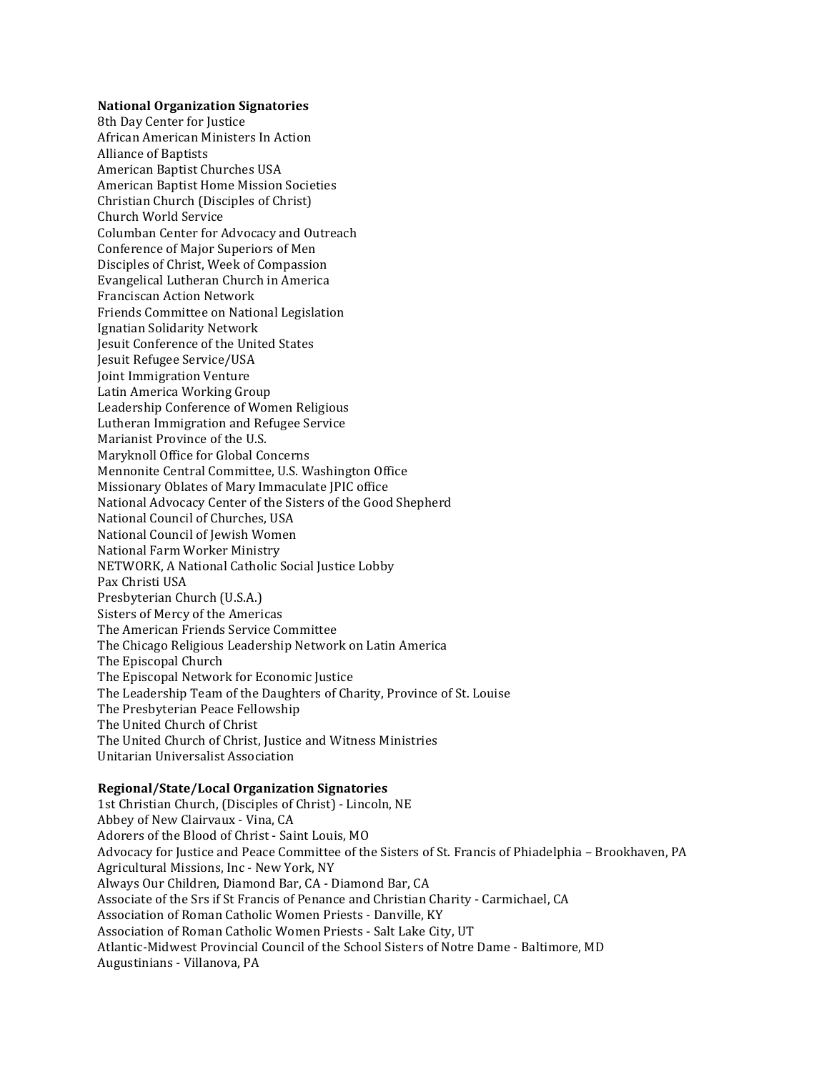**National Organization Signatories**

8th Day Center for Justice
African American Ministers In Action
Alliance of Baptists
American Baptist Churches USA
American Baptist Home Mission Societies
Christian Church (Disciples of Christ)
Church World Service
Columban Center for Advocacy and Outreach
Conference of Major Superiors of Men
Disciples of Christ, Week of Compassion
Evangelical Lutheran Church in America
Franciscan Action Network
Friends Committee on National Legislation
Ignatian Solidarity Network
Jesuit Conference of the United States
Jesuit Refugee Service/USA
Joint Immigration Venture
Latin America Working Group
Leadership Conference of Women Religious
Lutheran Immigration and Refugee Service
Marianist Province of the U.S.
Maryknoll Office for Global Concerns
Mennonite Central Committee, U.S. Washington Office
Missionary Oblates of Mary Immaculate JPIC office
National Advocacy Center of the Sisters of the Good Shepherd
National Council of Churches, USA
National Council of Jewish Women
National Farm Worker Ministry
NETWORK, A National Catholic Social Justice Lobby
Pax Christi USA
Presbyterian Church (U.S.A.)
Sisters of Mercy of the Americas
The American Friends Service Committee
The Chicago Religious Leadership Network on Latin America
The Episcopal Church
The Episcopal Network for Economic Justice
The Leadership Team of the Daughters of Charity, Province of St. Louise
The Presbyterian Peace Fellowship
The United Church of Christ
The United Church of Christ, Justice and Witness Ministries
Unitarian Universalist Association

**Regional/State/Local Organization Signatories**

1st Christian Church, (Disciples of Christ) - Lincoln, NE
Abbey of New Clairvaux - Vina, CA
Adorers of the Blood of Christ - Saint Louis, MO
Advocacy for Justice and Peace Committee of the Sisters of St. Francis of Phiadelphia – Brookhaven, PA
Agricultural Missions, Inc - New York, NY
Always Our Children, Diamond Bar, CA - Diamond Bar, CA
Associate of the Srs if St Francis of Penance and Christian Charity - Carmichael, CA
Association of Roman Catholic Women Priests - Danville, KY
Association of Roman Catholic Women Priests - Salt Lake City, UT
Atlantic-Midwest Provincial Council of the School Sisters of Notre Dame - Baltimore, MD
Augustinians - Villanova, PA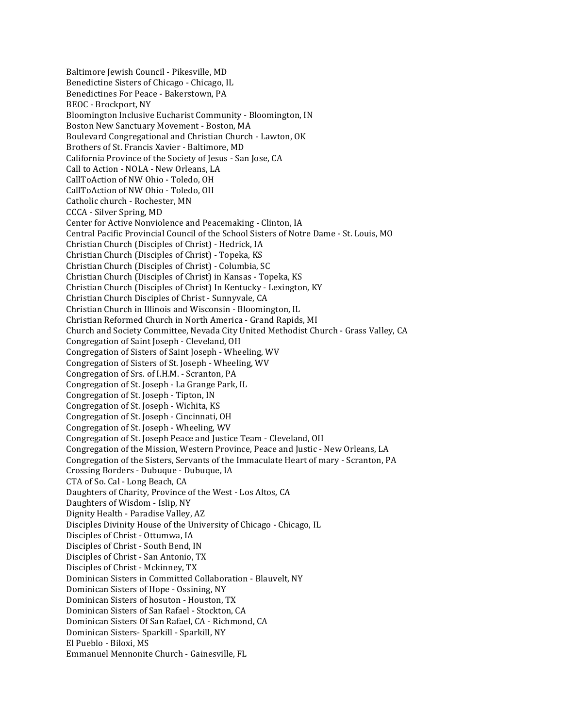Baltimore Jewish Council - Pikesville, MD
Benedictine Sisters of Chicago - Chicago, IL
Benedictines For Peace - Bakerstown, PA
BEOC - Brockport, NY
Bloomington Inclusive Eucharist Community - Bloomington, IN
Boston New Sanctuary Movement - Boston, MA
Boulevard Congregational and Christian Church - Lawton, OK
Brothers of St. Francis Xavier - Baltimore, MD
California Province of the Society of Jesus - San Jose, CA
Call to Action - NOLA - New Orleans, LA
CallToAction of NW Ohio - Toledo, OH
CallToAction of NW Ohio - Toledo, OH
Catholic church - Rochester, MN
CCCA - Silver Spring, MD
Center for Active Nonviolence and Peacemaking - Clinton, IA
Central Pacific Provincial Council of the School Sisters of Notre Dame - St. Louis, MO
Christian Church (Disciples of Christ) - Hedrick, IA
Christian Church (Disciples of Christ) - Topeka, KS
Christian Church (Disciples of Christ) - Columbia, SC
Christian Church (Disciples of Christ) in Kansas - Topeka, KS
Christian Church (Disciples of Christ) In Kentucky - Lexington, KY
Christian Church Disciples of Christ - Sunnyvale, CA
Christian Church in Illinois and Wisconsin - Bloomington, IL
Christian Reformed Church in North America - Grand Rapids, MI
Church and Society Committee, Nevada City United Methodist Church - Grass Valley, CA
Congregation of Saint Joseph - Cleveland, OH
Congregation of Sisters of Saint Joseph - Wheeling, WV
Congregation of Sisters of St. Joseph - Wheeling, WV
Congregation of Srs. of I.H.M. - Scranton, PA
Congregation of St. Joseph - La Grange Park, IL
Congregation of St. Joseph - Tipton, IN
Congregation of St. Joseph - Wichita, KS
Congregation of St. Joseph - Cincinnati, OH
Congregation of St. Joseph - Wheeling, WV
Congregation of St. Joseph Peace and Justice Team - Cleveland, OH
Congregation of the Mission, Western Province, Peace and Justic - New Orleans, LA
Congregation of the Sisters, Servants of the Immaculate Heart of mary - Scranton, PA
Crossing Borders - Dubuque - Dubuque, IA
CTA of So. Cal - Long Beach, CA
Daughters of Charity, Province of the West - Los Altos, CA
Daughters of Wisdom - Islip, NY
Dignity Health - Paradise Valley, AZ
Disciples Divinity House of the University of Chicago - Chicago, IL
Disciples of Christ - Ottumwa, IA
Disciples of Christ - South Bend, IN
Disciples of Christ - San Antonio, TX
Disciples of Christ - Mckinney, TX
Dominican Sisters in Committed Collaboration - Blauvelt, NY
Dominican Sisters of Hope - Ossining, NY
Dominican Sisters of hosuton - Houston, TX
Dominican Sisters of San Rafael - Stockton, CA
Dominican Sisters Of San Rafael, CA - Richmond, CA
Dominican Sisters- Sparkill - Sparkill, NY
El Pueblo - Biloxi, MS
Emmanuel Mennonite Church - Gainesville, FL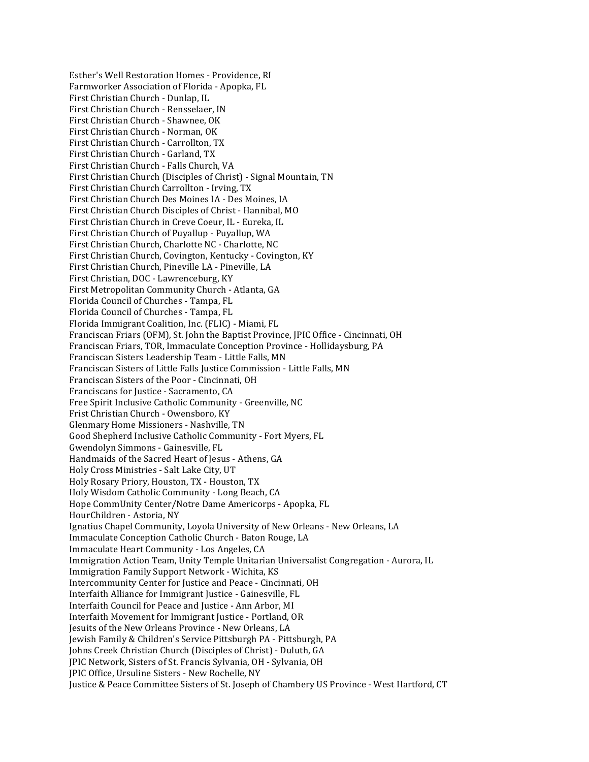Esther's Well Restoration Homes - Providence, RI
Farmworker Association of Florida - Apopka, FL
First Christian Church - Dunlap, IL
First Christian Church - Rensselaer, IN
First Christian Church - Shawnee, OK
First Christian Church - Norman, OK
First Christian Church - Carrollton, TX
First Christian Church - Garland, TX
First Christian Church - Falls Church, VA
First Christian Church (Disciples of Christ) - Signal Mountain, TN
First Christian Church Carrollton - Irving, TX
First Christian Church Des Moines IA - Des Moines, IA
First Christian Church Disciples of Christ - Hannibal, MO
First Christian Church in Creve Coeur, IL - Eureka, IL
First Christian Church of Puyallup - Puyallup, WA
First Christian Church, Charlotte NC - Charlotte, NC
First Christian Church, Covington, Kentucky - Covington, KY
First Christian Church, Pineville LA - Pineville, LA
First Christian, DOC - Lawrenceburg, KY
First Metropolitan Community Church - Atlanta, GA
Florida Council of Churches - Tampa, FL
Florida Council of Churches - Tampa, FL
Florida Immigrant Coalition, Inc. (FLIC) - Miami, FL
Franciscan Friars (OFM), St. John the Baptist Province, JPIC Office - Cincinnati, OH
Franciscan Friars, TOR, Immaculate Conception Province - Hollidaysburg, PA
Franciscan Sisters Leadership Team - Little Falls, MN
Franciscan Sisters of Little Falls Justice Commission - Little Falls, MN
Franciscan Sisters of the Poor - Cincinnati, OH
Franciscans for Justice - Sacramento, CA
Free Spirit Inclusive Catholic Community - Greenville, NC
Frist Christian Church - Owensboro, KY
Glenmary Home Missioners - Nashville, TN
Good Shepherd Inclusive Catholic Community - Fort Myers, FL
Gwendolyn Simmons - Gainesville, FL
Handmaids of the Sacred Heart of Jesus - Athens, GA
Holy Cross Ministries - Salt Lake City, UT
Holy Rosary Priory, Houston, TX - Houston, TX
Holy Wisdom Catholic Community - Long Beach, CA
Hope CommUnity Center/Notre Dame Americorps - Apopka, FL
HourChildren - Astoria, NY
Ignatius Chapel Community, Loyola University of New Orleans - New Orleans, LA
Immaculate Conception Catholic Church - Baton Rouge, LA
Immaculate Heart Community - Los Angeles, CA
Immigration Action Team, Unity Temple Unitarian Universalist Congregation - Aurora, IL
Immigration Family Support Network - Wichita, KS
Intercommunity Center for Justice and Peace - Cincinnati, OH
Interfaith Alliance for Immigrant Justice - Gainesville, FL
Interfaith Council for Peace and Justice - Ann Arbor, MI
Interfaith Movement for Immigrant Justice - Portland, OR
Jesuits of the New Orleans Province - New Orleans, LA
Jewish Family & Children's Service Pittsburgh PA - Pittsburgh, PA
Johns Creek Christian Church (Disciples of Christ) - Duluth, GA
JPIC Network, Sisters of St. Francis Sylvania, OH - Sylvania, OH
JPIC Office, Ursuline Sisters - New Rochelle, NY
Justice & Peace Committee Sisters of St. Joseph of Chambery US Province - West Hartford, CT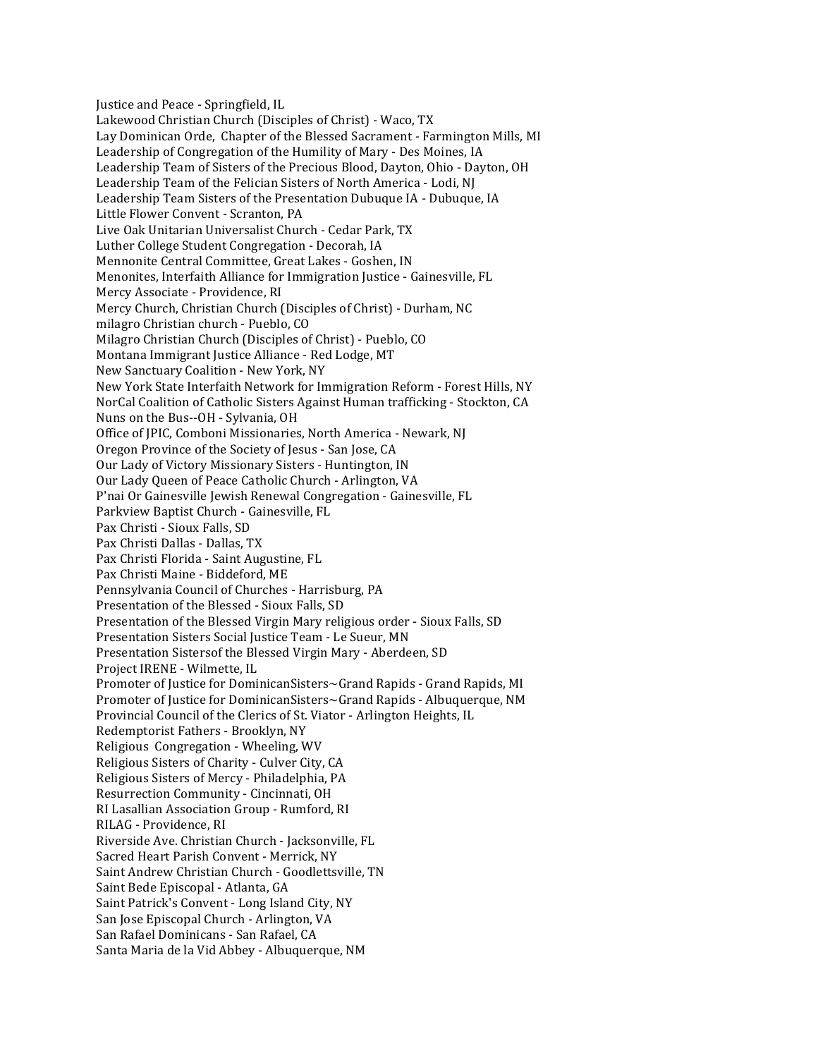Justice and Peace - Springfield, IL
Lakewood Christian Church (Disciples of Christ) - Waco, TX
Lay Dominican Orde, Chapter of the Blessed Sacrament - Farmington Mills, MI
Leadership of Congregation of the Humility of Mary - Des Moines, IA
Leadership Team of Sisters of the Precious Blood, Dayton, Ohio - Dayton, OH
Leadership Team of the Felician Sisters of North America - Lodi, NJ
Leadership Team Sisters of the Presentation Dubuque IA - Dubuque, IA
Little Flower Convent - Scranton, PA
Live Oak Unitarian Universalist Church - Cedar Park, TX
Luther College Student Congregation - Decorah, IA
Mennonite Central Committee, Great Lakes - Goshen, IN
Menonites, Interfaith Alliance for Immigration Justice - Gainesville, FL
Mercy Associate - Providence, RI
Mercy Church, Christian Church (Disciples of Christ) - Durham, NC
milagro Christian church - Pueblo, CO
Milagro Christian Church (Disciples of Christ) - Pueblo, CO
Montana Immigrant Justice Alliance - Red Lodge, MT
New Sanctuary Coalition - New York, NY
New York State Interfaith Network for Immigration Reform - Forest Hills, NY
NorCal Coalition of Catholic Sisters Against Human trafficking - Stockton, CA
Nuns on the Bus--OH - Sylvania, OH
Office of JPIC, Comboni Missionaries, North America - Newark, NJ
Oregon Province of the Society of Jesus - San Jose, CA
Our Lady of Victory Missionary Sisters - Huntington, IN
Our Lady Queen of Peace Catholic Church - Arlington, VA
P'nai Or Gainesville Jewish Renewal Congregation - Gainesville, FL
Parkview Baptist Church - Gainesville, FL
Pax Christi - Sioux Falls, SD
Pax Christi Dallas - Dallas, TX
Pax Christi Florida - Saint Augustine, FL
Pax Christi Maine - Biddeford, ME
Pennsylvania Council of Churches - Harrisburg, PA
Presentation of the Blessed - Sioux Falls, SD
Presentation of the Blessed Virgin Mary religious order - Sioux Falls, SD
Presentation Sisters Social Justice Team - Le Sueur, MN
Presentation Sistersof the Blessed Virgin Mary - Aberdeen, SD
Project IRENE - Wilmette, IL
Promoter of Justice for DominicanSisters~Grand Rapids - Grand Rapids, MI
Promoter of Justice for DominicanSisters~Grand Rapids - Albuquerque, NM
Provincial Council of the Clerics of St. Viator - Arlington Heights, IL
Redemptorist Fathers - Brooklyn, NY
Religious Congregation - Wheeling, WV
Religious Sisters of Charity - Culver City, CA
Religious Sisters of Mercy - Philadelphia, PA
Resurrection Community - Cincinnati, OH
RI Lasallian Association Group - Rumford, RI
RILAG - Providence, RI
Riverside Ave. Christian Church - Jacksonville, FL
Sacred Heart Parish Convent - Merrick, NY
Saint Andrew Christian Church - Goodlettsville, TN
Saint Bede Episcopal - Atlanta, GA
Saint Patrick's Convent - Long Island City, NY
San Jose Episcopal Church - Arlington, VA
San Rafael Dominicans - San Rafael, CA
Santa Maria de la Vid Abbey - Albuquerque, NM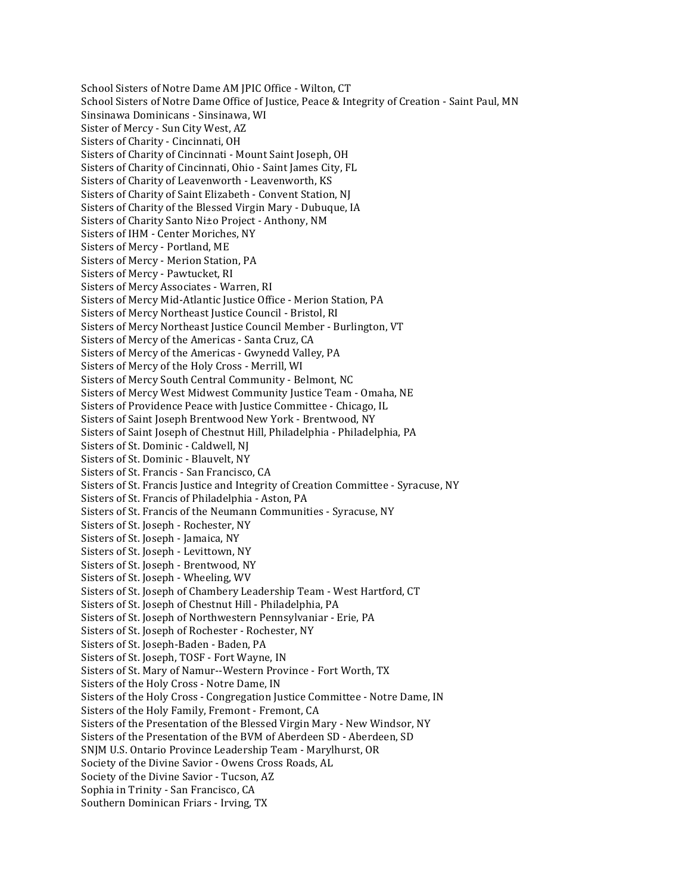School Sisters of Notre Dame AM JPIC Office - Wilton, CT
School Sisters of Notre Dame Office of Justice, Peace & Integrity of Creation - Saint Paul, MN
Sinsinawa Dominicans - Sinsinawa, WI
Sister of Mercy - Sun City West, AZ
Sisters of Charity - Cincinnati, OH
Sisters of Charity of Cincinnati - Mount Saint Joseph, OH
Sisters of Charity of Cincinnati, Ohio - Saint James City, FL
Sisters of Charity of Leavenworth - Leavenworth, KS
Sisters of Charity of Saint Elizabeth - Convent Station, NJ
Sisters of Charity of the Blessed Virgin Mary - Dubuque, IA
Sisters of Charity Santo Ni±o Project - Anthony, NM
Sisters of IHM - Center Moriches, NY
Sisters of Mercy - Portland, ME
Sisters of Mercy - Merion Station, PA
Sisters of Mercy - Pawtucket, RI
Sisters of Mercy Associates - Warren, RI
Sisters of Mercy Mid-Atlantic Justice Office - Merion Station, PA
Sisters of Mercy Northeast Justice Council - Bristol, RI
Sisters of Mercy Northeast Justice Council Member - Burlington, VT
Sisters of Mercy of the Americas - Santa Cruz, CA
Sisters of Mercy of the Americas - Gwynedd Valley, PA
Sisters of Mercy of the Holy Cross - Merrill, WI
Sisters of Mercy South Central Community - Belmont, NC
Sisters of Mercy West Midwest Community Justice Team - Omaha, NE
Sisters of Providence Peace with Justice Committee - Chicago, IL
Sisters of Saint Joseph Brentwood New York - Brentwood, NY
Sisters of Saint Joseph of Chestnut Hill, Philadelphia - Philadelphia, PA
Sisters of St. Dominic - Caldwell, NJ
Sisters of St. Dominic - Blauvelt, NY
Sisters of St. Francis - San Francisco, CA
Sisters of St. Francis Justice and Integrity of Creation Committee - Syracuse, NY
Sisters of St. Francis of Philadelphia - Aston, PA
Sisters of St. Francis of the Neumann Communities - Syracuse, NY
Sisters of St. Joseph - Rochester, NY
Sisters of St. Joseph - Jamaica, NY
Sisters of St. Joseph - Levittown, NY
Sisters of St. Joseph - Brentwood, NY
Sisters of St. Joseph - Wheeling, WV
Sisters of St. Joseph of Chambery Leadership Team - West Hartford, CT
Sisters of St. Joseph of Chestnut Hill - Philadelphia, PA
Sisters of St. Joseph of Northwestern Pennsylvaniar - Erie, PA
Sisters of St. Joseph of Rochester - Rochester, NY
Sisters of St. Joseph-Baden - Baden, PA
Sisters of St. Joseph, TOSF - Fort Wayne, IN
Sisters of St. Mary of Namur--Western Province - Fort Worth, TX
Sisters of the Holy Cross - Notre Dame, IN
Sisters of the Holy Cross - Congregation Justice Committee - Notre Dame, IN
Sisters of the Holy Family, Fremont - Fremont, CA
Sisters of the Presentation of the Blessed Virgin Mary - New Windsor, NY
Sisters of the Presentation of the BVM of Aberdeen SD - Aberdeen, SD
SNJM U.S. Ontario Province Leadership Team - Marylhurst, OR
Society of the Divine Savior - Owens Cross Roads, AL
Society of the Divine Savior - Tucson, AZ
Sophia in Trinity - San Francisco, CA
Southern Dominican Friars - Irving, TX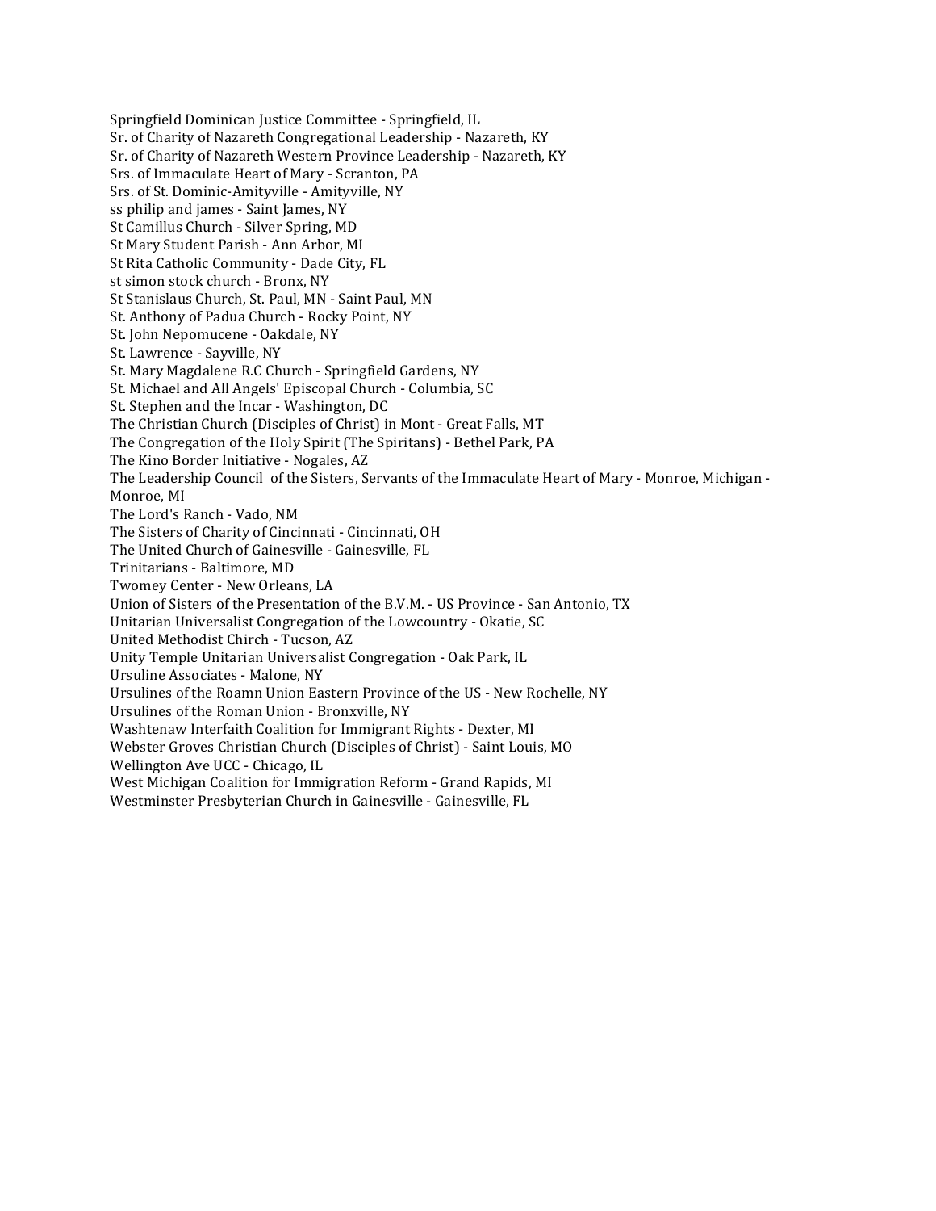Springfield Dominican Justice Committee - Springfield, IL
Sr. of Charity of Nazareth Congregational Leadership - Nazareth, KY
Sr. of Charity of Nazareth Western Province Leadership - Nazareth, KY
Srs. of Immaculate Heart of Mary - Scranton, PA
Srs. of St. Dominic-Amityville - Amityville, NY
ss philip and james - Saint James, NY
St Camillus Church - Silver Spring, MD
St Mary Student Parish - Ann Arbor, MI
St Rita Catholic Community - Dade City, FL
st simon stock church - Bronx, NY
St Stanislaus Church, St. Paul, MN - Saint Paul, MN
St. Anthony of Padua Church - Rocky Point, NY
St. John Nepomucene - Oakdale, NY
St. Lawrence - Sayville, NY
St. Mary Magdalene R.C Church - Springfield Gardens, NY
St. Michael and All Angels' Episcopal Church - Columbia, SC
St. Stephen and the Incar - Washington, DC
The Christian Church (Disciples of Christ) in Mont - Great Falls, MT
The Congregation of the Holy Spirit (The Spiritans) - Bethel Park, PA
The Kino Border Initiative - Nogales, AZ
The Leadership Council of the Sisters, Servants of the Immaculate Heart of Mary - Monroe, Michigan - Monroe, MI
The Lord's Ranch - Vado, NM
The Sisters of Charity of Cincinnati - Cincinnati, OH
The United Church of Gainesville - Gainesville, FL
Trinitarians - Baltimore, MD
Twomey Center - New Orleans, LA
Union of Sisters of the Presentation of the B.V.M. - US Province - San Antonio, TX
Unitarian Universalist Congregation of the Lowcountry - Okatie, SC
United Methodist Chirch - Tucson, AZ
Unity Temple Unitarian Universalist Congregation - Oak Park, IL
Ursuline Associates - Malone, NY
Ursulines of the Roamn Union Eastern Province of the US - New Rochelle, NY
Ursulines of the Roman Union - Bronxville, NY
Washtenaw Interfaith Coalition for Immigrant Rights - Dexter, MI
Webster Groves Christian Church (Disciples of Christ) - Saint Louis, MO
Wellington Ave UCC - Chicago, IL
West Michigan Coalition for Immigration Reform - Grand Rapids, MI
Westminster Presbyterian Church in Gainesville - Gainesville, FL